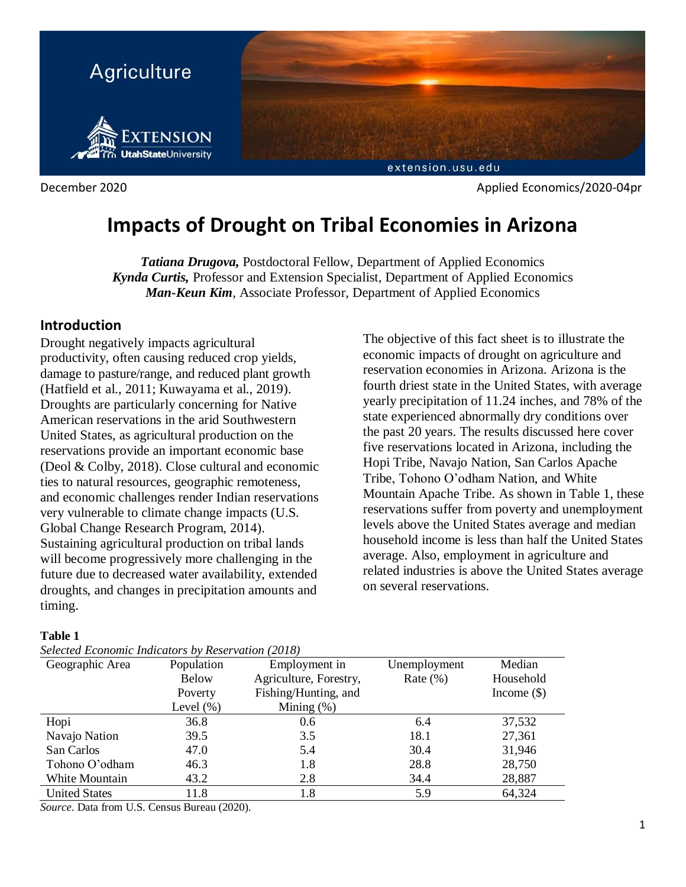Agriculture

December 2020

Applied Economics/2020-04pr

# Impacts of Drought on Tribal Economies in Arizona

***Tatiana Drugova,*** Postdoctoral Fellow, Department of Applied Economics
***Kynda Curtis,*** Professor and Extension Specialist, Department of Applied Economics
***Man-Keun Kim***, Associate Professor, Department of Applied Economics

## Introduction

Drought negatively impacts agricultural productivity, often causing reduced crop yields, damage to pasture/range, and reduced plant growth (Hatfield et al., 2011; Kuwayama et al., 2019). Droughts are particularly concerning for Native American reservations in the arid Southwestern United States, as agricultural production on the reservations provide an important economic base (Deol & Colby, 2018). Close cultural and economic ties to natural resources, geographic remoteness, and economic challenges render Indian reservations very vulnerable to climate change impacts (U.S. Global Change Research Program, 2014). Sustaining agricultural production on tribal lands will become progressively more challenging in the future due to decreased water availability, extended droughts, and changes in precipitation amounts and timing.

The objective of this fact sheet is to illustrate the economic impacts of drought on agriculture and reservation economies in Arizona. Arizona is the fourth driest state in the United States, with average yearly precipitation of 11.24 inches, and 78% of the state experienced abnormally dry conditions over the past 20 years. The results discussed here cover five reservations located in Arizona, including the Hopi Tribe, Navajo Nation, San Carlos Apache Tribe, Tohono O'odham Nation, and White Mountain Apache Tribe. As shown in Table 1, these reservations suffer from poverty and unemployment levels above the United States average and median household income is less than half the United States average. Also, employment in agriculture and related industries is above the United States average on several reservations.

**Table 1**

*Selected Economic Indicators by Reservation (2018)*

| Geographic Area | Population Below Poverty Level (%) | Employment in Agriculture, Forestry, Fishing/Hunting, and Mining (%) | Unemployment Rate (%) | Median Household Income ($) |
|---|---|---|---|---|
| Hopi | 36.8 | 0.6 | 6.4 | 37,532 |
| Navajo Nation | 39.5 | 3.5 | 18.1 | 27,361 |
| San Carlos | 47.0 | 5.4 | 30.4 | 31,946 |
| Tohono O'odham | 46.3 | 1.8 | 28.8 | 28,750 |
| White Mountain | 43.2 | 2.8 | 34.4 | 28,887 |
| United States | 11.8 | 1.8 | 5.9 | 64,324 |

*Source*. Data from U.S. Census Bureau (2020).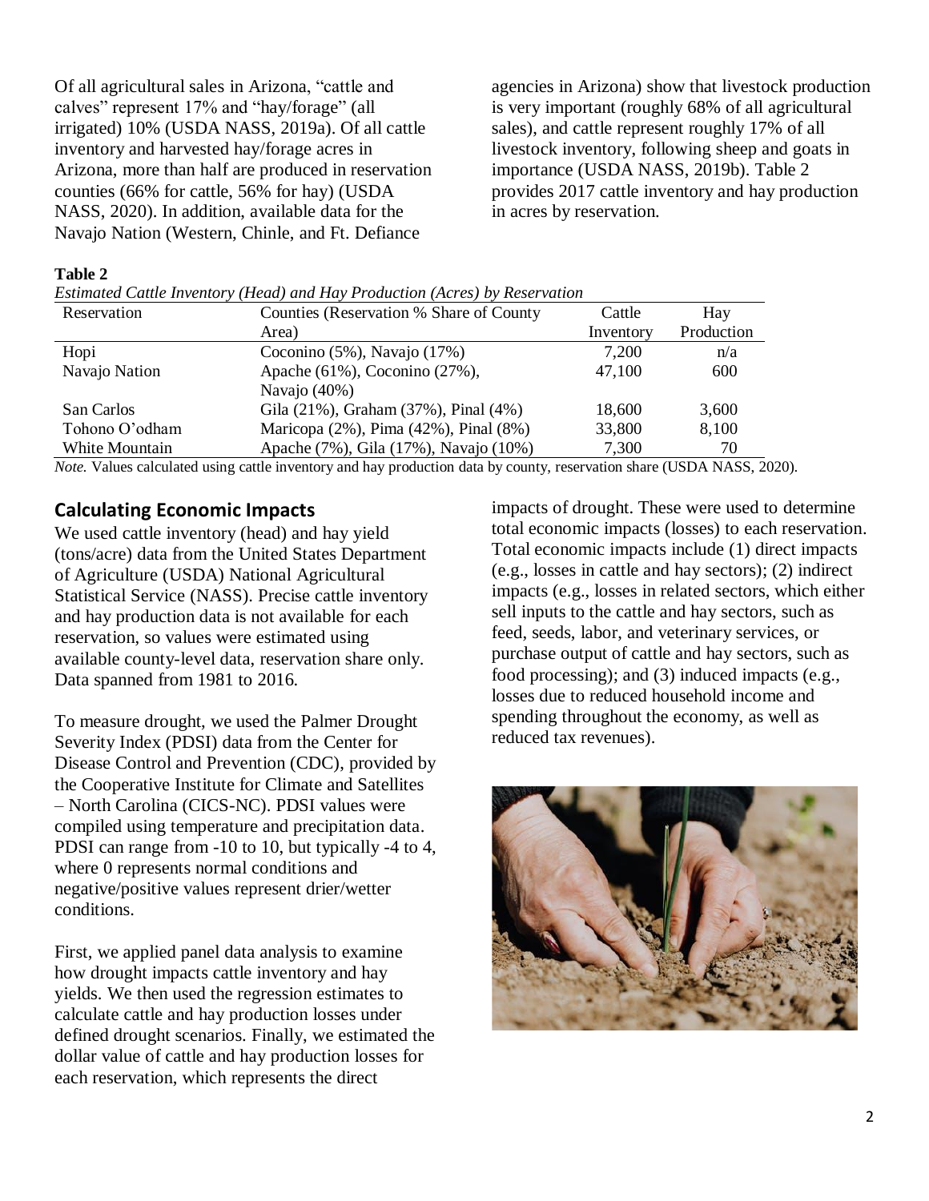Of all agricultural sales in Arizona, "cattle and calves" represent 17% and "hay/forage" (all irrigated) 10% (USDA NASS, 2019a). Of all cattle inventory and harvested hay/forage acres in Arizona, more than half are produced in reservation counties (66% for cattle, 56% for hay) (USDA NASS, 2020). In addition, available data for the Navajo Nation (Western, Chinle, and Ft. Defiance agencies in Arizona) show that livestock production is very important (roughly 68% of all agricultural sales), and cattle represent roughly 17% of all livestock inventory, following sheep and goats in importance (USDA NASS, 2019b). Table 2 provides 2017 cattle inventory and hay production in acres by reservation.

**Table 2**

*Estimated Cattle Inventory (Head) and Hay Production (Acres) by Reservation*

| Reservation | Counties (Reservation % Share of County Area) | Cattle Inventory | Hay Production |
|---|---|---|---|
| Hopi | Coconino (5%), Navajo (17%) | 7,200 | n/a |
| Navajo Nation | Apache (61%), Coconino (27%), Navajo (40%) | 47,100 | 600 |
| San Carlos | Gila (21%), Graham (37%), Pinal (4%) | 18,600 | 3,600 |
| Tohono O'odham | Maricopa (2%), Pima (42%), Pinal (8%) | 33,800 | 8,100 |
| White Mountain | Apache (7%), Gila (17%), Navajo (10%) | 7,300 | 70 |

*Note.* Values calculated using cattle inventory and hay production data by county, reservation share (USDA NASS, 2020).

## Calculating Economic Impacts

We used cattle inventory (head) and hay yield (tons/acre) data from the United States Department of Agriculture (USDA) National Agricultural Statistical Service (NASS). Precise cattle inventory and hay production data is not available for each reservation, so values were estimated using available county-level data, reservation share only. Data spanned from 1981 to 2016.

To measure drought, we used the Palmer Drought Severity Index (PDSI) data from the Center for Disease Control and Prevention (CDC), provided by the Cooperative Institute for Climate and Satellites – North Carolina (CICS-NC). PDSI values were compiled using temperature and precipitation data. PDSI can range from -10 to 10, but typically -4 to 4, where 0 represents normal conditions and negative/positive values represent drier/wetter conditions.

First, we applied panel data analysis to examine how drought impacts cattle inventory and hay yields. We then used the regression estimates to calculate cattle and hay production losses under defined drought scenarios. Finally, we estimated the dollar value of cattle and hay production losses for each reservation, which represents the direct impacts of drought. These were used to determine total economic impacts (losses) to each reservation. Total economic impacts include (1) direct impacts (e.g., losses in cattle and hay sectors); (2) indirect impacts (e.g., losses in related sectors, which either sell inputs to the cattle and hay sectors, such as feed, seeds, labor, and veterinary services, or purchase output of cattle and hay sectors, such as food processing); and (3) induced impacts (e.g., losses due to reduced household income and spending throughout the economy, as well as reduced tax revenues).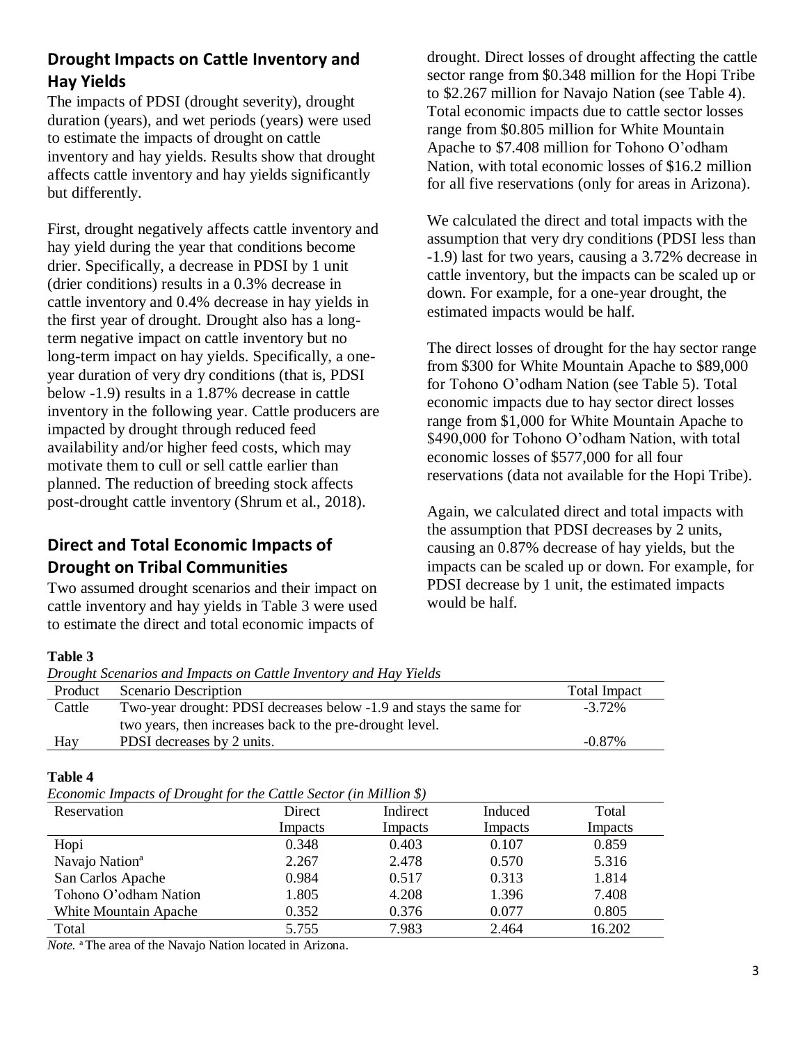## Drought Impacts on Cattle Inventory and Hay Yields

The impacts of PDSI (drought severity), drought duration (years), and wet periods (years) were used to estimate the impacts of drought on cattle inventory and hay yields. Results show that drought affects cattle inventory and hay yields significantly but differently.

First, drought negatively affects cattle inventory and hay yield during the year that conditions become drier. Specifically, a decrease in PDSI by 1 unit (drier conditions) results in a 0.3% decrease in cattle inventory and 0.4% decrease in hay yields in the first year of drought. Drought also has a long-term negative impact on cattle inventory but no long-term impact on hay yields. Specifically, a one-year duration of very dry conditions (that is, PDSI below -1.9) results in a 1.87% decrease in cattle inventory in the following year. Cattle producers are impacted by drought through reduced feed availability and/or higher feed costs, which may motivate them to cull or sell cattle earlier than planned. The reduction of breeding stock affects post-drought cattle inventory (Shrum et al., 2018).

## Direct and Total Economic Impacts of Drought on Tribal Communities

Two assumed drought scenarios and their impact on cattle inventory and hay yields in Table 3 were used to estimate the direct and total economic impacts of drought. Direct losses of drought affecting the cattle sector range from $0.348 million for the Hopi Tribe to $2.267 million for Navajo Nation (see Table 4). Total economic impacts due to cattle sector losses range from $0.805 million for White Mountain Apache to $7.408 million for Tohono O'odham Nation, with total economic losses of $16.2 million for all five reservations (only for areas in Arizona).

We calculated the direct and total impacts with the assumption that very dry conditions (PDSI less than -1.9) last for two years, causing a 3.72% decrease in cattle inventory, but the impacts can be scaled up or down. For example, for a one-year drought, the estimated impacts would be half.

The direct losses of drought for the hay sector range from $300 for White Mountain Apache to $89,000 for Tohono O'odham Nation (see Table 5). Total economic impacts due to hay sector direct losses range from $1,000 for White Mountain Apache to $490,000 for Tohono O'odham Nation, with total economic losses of $577,000 for all four reservations (data not available for the Hopi Tribe).

Again, we calculated direct and total impacts with the assumption that PDSI decreases by 2 units, causing an 0.87% decrease of hay yields, but the impacts can be scaled up or down. For example, for PDSI decrease by 1 unit, the estimated impacts would be half.

**Table 3**

*Drought Scenarios and Impacts on Cattle Inventory and Hay Yields*

| Product | Scenario Description | Total Impact |
|---|---|---|
| Cattle | Two-year drought: PDSI decreases below -1.9 and stays the same for two years, then increases back to the pre-drought level. | -3.72% |
| Hay | PDSI decreases by 2 units. | -0.87% |

**Table 4**

*Economic Impacts of Drought for the Cattle Sector (in Million $)*

| Reservation | Direct Impacts | Indirect Impacts | Induced Impacts | Total Impacts |
|---|---|---|---|---|
| Hopi | 0.348 | 0.403 | 0.107 | 0.859 |
| Navajo Nation[a] | 2.267 | 2.478 | 0.570 | 5.316 |
| San Carlos Apache | 0.984 | 0.517 | 0.313 | 1.814 |
| Tohono O'odham Nation | 1.805 | 4.208 | 1.396 | 7.408 |
| White Mountain Apache | 0.352 | 0.376 | 0.077 | 0.805 |
| Total | 5.755 | 7.983 | 2.464 | 16.202 |

*Note.* [a] The area of the Navajo Nation located in Arizona.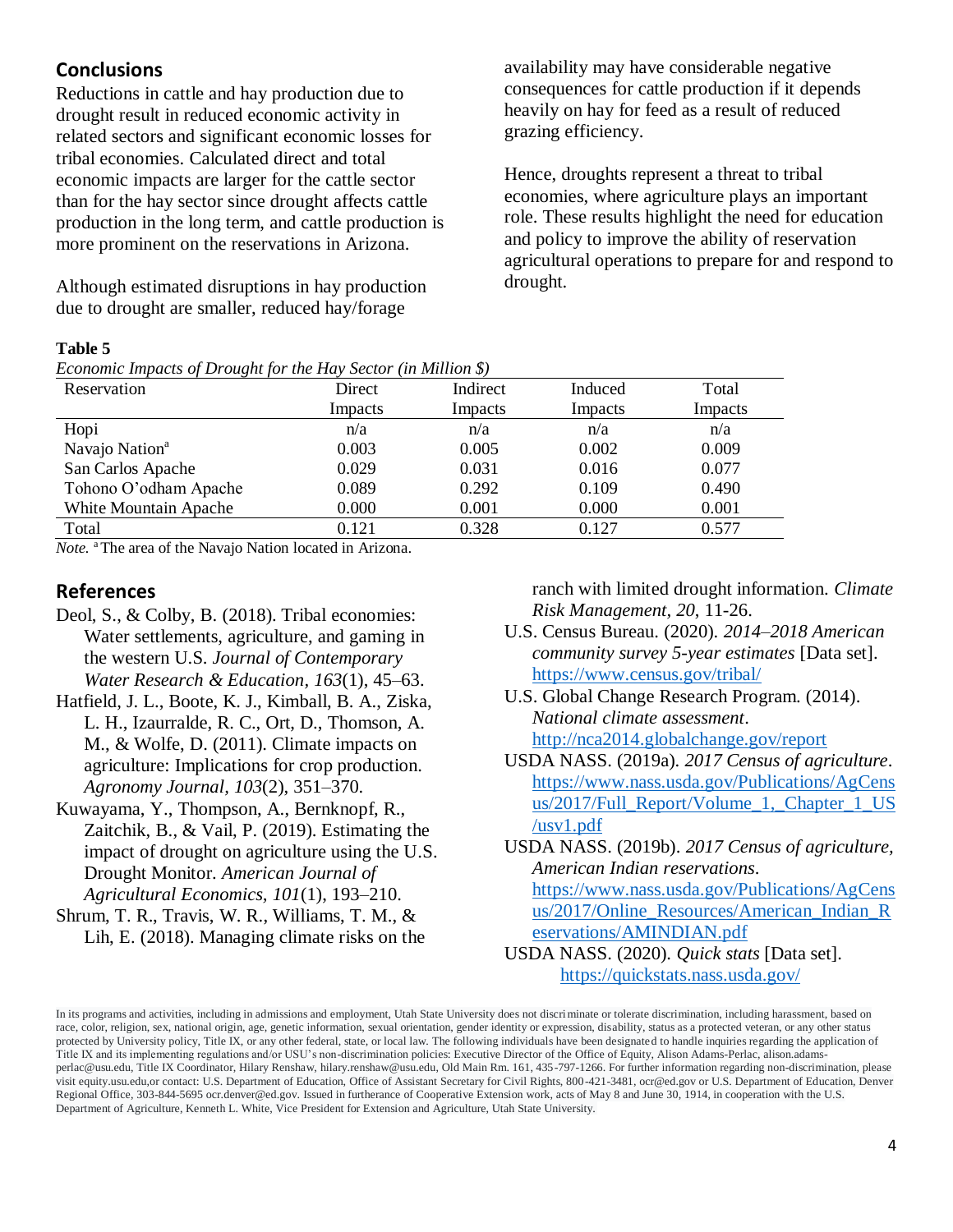## Conclusions

Reductions in cattle and hay production due to drought result in reduced economic activity in related sectors and significant economic losses for tribal economies. Calculated direct and total economic impacts are larger for the cattle sector than for the hay sector since drought affects cattle production in the long term, and cattle production is more prominent on the reservations in Arizona.

Although estimated disruptions in hay production due to drought are smaller, reduced hay/forage availability may have considerable negative consequences for cattle production if it depends heavily on hay for feed as a result of reduced grazing efficiency.

Hence, droughts represent a threat to tribal economies, where agriculture plays an important role. These results highlight the need for education and policy to improve the ability of reservation agricultural operations to prepare for and respond to drought.

**Table 5**

*Economic Impacts of Drought for the Hay Sector (in Million $)*

| Reservation | Direct Impacts | Indirect Impacts | Induced Impacts | Total Impacts |
|---|---|---|---|---|
| Hopi | n/a | n/a | n/a | n/a |
| Navajo Nation[a] | 0.003 | 0.005 | 0.002 | 0.009 |
| San Carlos Apache | 0.029 | 0.031 | 0.016 | 0.077 |
| Tohono O'odham Apache | 0.089 | 0.292 | 0.109 | 0.490 |
| White Mountain Apache | 0.000 | 0.001 | 0.000 | 0.001 |
| Total | 0.121 | 0.328 | 0.127 | 0.577 |

*Note.* [a] The area of the Navajo Nation located in Arizona.

## References

Deol, S., & Colby, B. (2018). Tribal economies: Water settlements, agriculture, and gaming in the western U.S. *Journal of Contemporary Water Research & Education*, *163*(1), 45–63.

Hatfield, J. L., Boote, K. J., Kimball, B. A., Ziska, L. H., Izaurralde, R. C., Ort, D., Thomson, A. M., & Wolfe, D. (2011). Climate impacts on agriculture: Implications for crop production. *Agronomy Journal*, *103*(2), 351–370.

Kuwayama, Y., Thompson, A., Bernknopf, R., Zaitchik, B., & Vail, P. (2019). Estimating the impact of drought on agriculture using the U.S. Drought Monitor. *American Journal of Agricultural Economics, 101*(1), 193–210.

Shrum, T. R., Travis, W. R., Williams, T. M., & Lih, E. (2018). Managing climate risks on the ranch with limited drought information. *Climate Risk Management, 20*, 11-26.

U.S. Census Bureau. (2020). *2014–2018 American community survey 5-year estimates* [Data set]. https://www.census.gov/tribal/

U.S. Global Change Research Program. (2014). *National climate assessment*. http://nca2014.globalchange.gov/report

USDA NASS. (2019a). *2017 Census of agriculture*. https://www.nass.usda.gov/Publications/AgCensus/2017/Full_Report/Volume_1,_Chapter_1_US/usv1.pdf

USDA NASS. (2019b). *2017 Census of agriculture, American Indian reservations*. https://www.nass.usda.gov/Publications/AgCensus/2017/Online_Resources/American_Indian_Reservations/AMINDIAN.pdf

USDA NASS. (2020). *Quick stats* [Data set]. https://quickstats.nass.usda.gov/

In its programs and activities, including in admissions and employment, Utah State University does not discriminate or tolerate discrimination, including harassment, based on race, color, religion, sex, national origin, age, genetic information, sexual orientation, gender identity or expression, disability, status as a protected veteran, or any other status protected by University policy, Title IX, or any other federal, state, or local law. The following individuals have been designated to handle inquiries regarding the application of Title IX and its implementing regulations and/or USU's non-discrimination policies: Executive Director of the Office of Equity, Alison Adams-Perlac, alison.adams-perlac@usu.edu, Title IX Coordinator, Hilary Renshaw, hilary.renshaw@usu.edu, Old Main Rm. 161, 435-797-1266. For further information regarding non-discrimination, please visit equity.usu.edu,or contact: U.S. Department of Education, Office of Assistant Secretary for Civil Rights, 800-421-3481, ocr@ed.gov or U.S. Department of Education, Denver Regional Office, 303-844-5695 ocr.denver@ed.gov. Issued in furtherance of Cooperative Extension work, acts of May 8 and June 30, 1914, in cooperation with the U.S. Department of Agriculture, Kenneth L. White, Vice President for Extension and Agriculture, Utah State University.